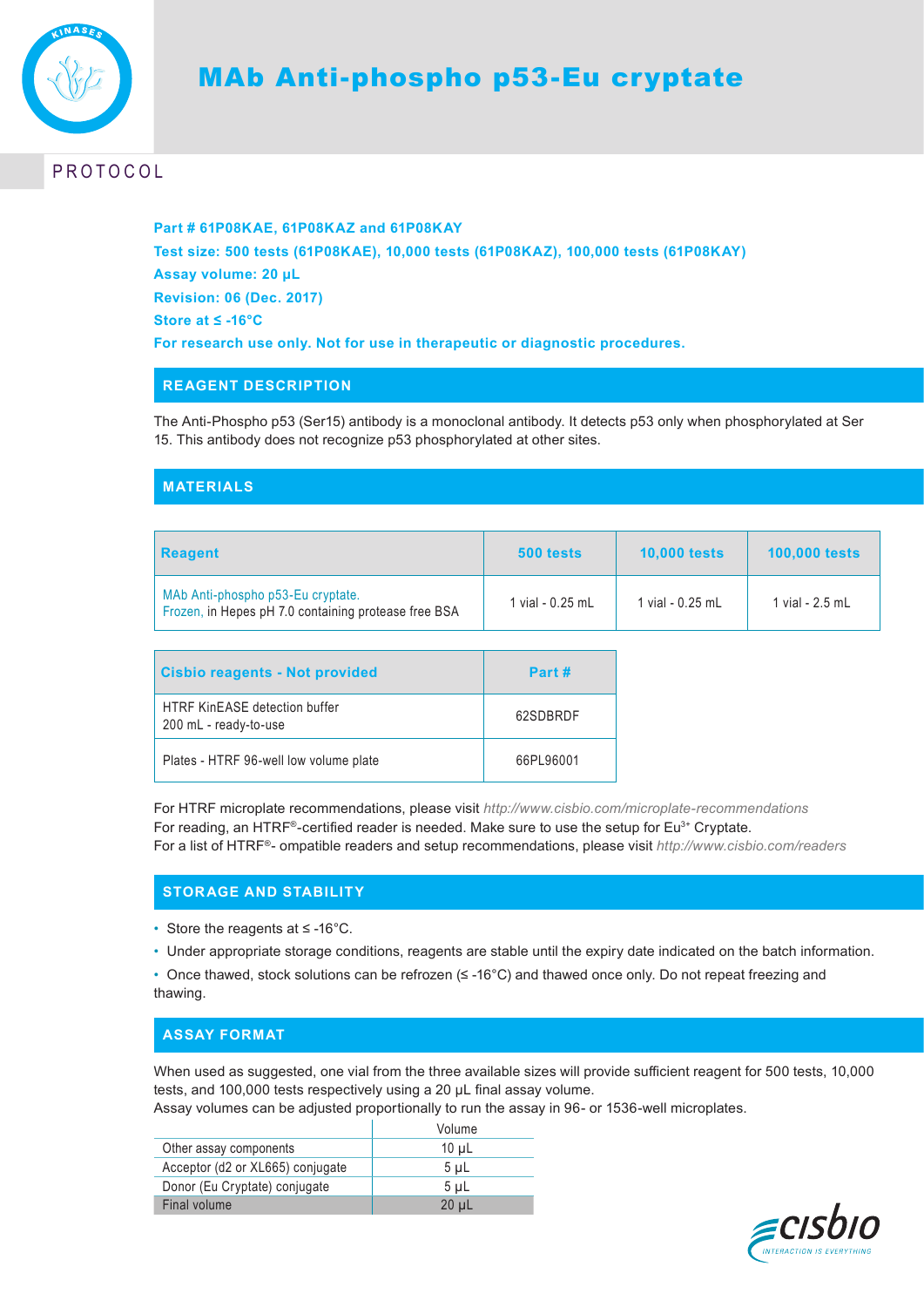# MAb Anti-phospho p53-Eu cryptate

PROTOCOL

**Part # 61P08KAE, 61P08KAZ and 61P08KAY**
**Test size: 500 tests (61P08KAE), 10,000 tests (61P08KAZ), 100,000 tests (61P08KAY)**
**Assay volume: 20 µL**
**Revision: 06 (Dec. 2017)**
**Store at ≤ -16°C**
**For research use only. Not for use in therapeutic or diagnostic procedures.**

## REAGENT DESCRIPTION

The Anti-Phospho p53 (Ser15) antibody is a monoclonal antibody. It detects p53 only when phosphorylated at Ser 15. This antibody does not recognize p53 phosphorylated at other sites.

## MATERIALS

| Reagent | 500 tests | 10,000 tests | 100,000 tests |
|---|---|---|---|
| MAb Anti-phospho p53-Eu cryptate. Frozen, in Hepes pH 7.0 containing protease free BSA | 1 vial - 0.25 mL | 1 vial - 0.25 mL | 1 vial - 2.5 mL |

| Cisbio reagents - Not provided | Part # |
|---|---|
| HTRF KinEASE detection buffer 200 mL - ready-to-use | 62SDBRDF |
| Plates - HTRF 96-well low volume plate | 66PL96001 |

For HTRF microplate recommendations, please visit *http://www.cisbio.com/microplate-recommendations*
For reading, an HTRF®-certified reader is needed. Make sure to use the setup for $Eu^{3+}$ Cryptate.
For a list of HTRF®- ompatible readers and setup recommendations, please visit *http://www.cisbio.com/readers*

## STORAGE AND STABILITY

- Store the reagents at ≤ -16°C.
- Under appropriate storage conditions, reagents are stable until the expiry date indicated on the batch information.
- Once thawed, stock solutions can be refrozen (≤ -16°C) and thawed once only. Do not repeat freezing and thawing.

## ASSAY FORMAT

When used as suggested, one vial from the three available sizes will provide sufficient reagent for 500 tests, 10,000 tests, and 100,000 tests respectively using a 20 µL final assay volume.
Assay volumes can be adjusted proportionally to run the assay in 96- or 1536-well microplates.

| | Volume |
|---|---|
| Other assay components | 10 µL |
| Acceptor (d2 or XL665) conjugate | 5 µL |
| Donor (Eu Cryptate) conjugate | 5 µL |
| Final volume | 20 µL |

cisbio
INTERACTION IS EVERYTHING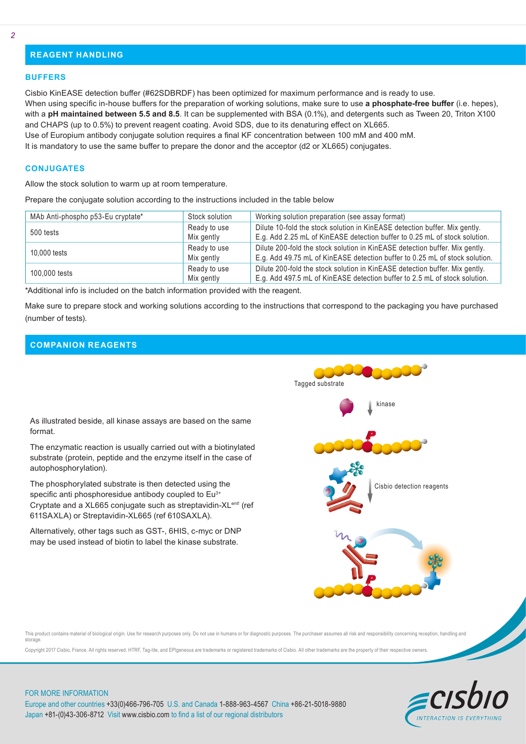## REAGENT HANDLING

### BUFFERS

Cisbio KinEASE detection buffer (#62SDBRDF) has been optimized for maximum performance and is ready to use.
When using specific in-house buffers for the preparation of working solutions, make sure to use **a phosphate-free buffer** (i.e. hepes), with a **pH maintained between 5.5 and 8.5**. It can be supplemented with BSA (0.1%), and detergents such as Tween 20, Triton X100 and CHAPS (up to 0.5%) to prevent reagent coating. Avoid SDS, due to its denaturing effect on XL665.
Use of Europium antibody conjugate solution requires a final KF concentration between 100 mM and 400 mM.
It is mandatory to use the same buffer to prepare the donor and the acceptor (d2 or XL665) conjugates.

### CONJUGATES

Allow the stock solution to warm up at room temperature.

Prepare the conjugate solution according to the instructions included in the table below

| MAb Anti-phospho p53-Eu cryptate* | Stock solution | Working solution preparation (see assay format) |
|---|---|---|
| 500 tests | Ready to use<br>Mix gently | Dilute 10-fold the stock solution in KinEASE detection buffer. Mix gently.<br>E.g. Add 2.25 mL of KinEASE detection buffer to 0.25 mL of stock solution. |
| 10,000 tests | Ready to use<br>Mix gently | Dilute 200-fold the stock solution in KinEASE detection buffer. Mix gently.<br>E.g. Add 49.75 mL of KinEASE detection buffer to 0.25 mL of stock solution. |
| 100,000 tests | Ready to use<br>Mix gently | Dilute 200-fold the stock solution in KinEASE detection buffer. Mix gently.<br>E.g. Add 497.5 mL of KinEASE detection buffer to 2.5 mL of stock solution. |

*Additional info is included on the batch information provided with the reagent.

Make sure to prepare stock and working solutions according to the instructions that correspond to the packaging you have purchased (number of tests).

## COMPANION REAGENTS

As illustrated beside, all kinase assays are based on the same format.

The enzymatic reaction is usually carried out with a biotinylated substrate (protein, peptide and the enzyme itself in the case of autophosphorylation).

The phosphorylated substrate is then detected using the specific anti phosphoresidue antibody coupled to $Eu^{3+}$ Cryptate and a XL665 conjugate such as streptavidin-XL[ent!] (ref 611SAXLA) or Streptavidin-XL665 (ref 610SAXLA).

Alternatively, other tags such as GST-, 6HIS, c-myc or DNP may be used instead of biotin to label the kinase substrate.

Tagged substrate

kinase

Cisbio detection reagents

This product contains material of biological origin. Use for research purposes only. Do not use in humans or for diagnostic purposes. The purchaser assumes all risk and responsibility concerning reception, handling and storage.

Copyright 2017 Cisbio, France. All rights reserved. HTRF, Tag-lite, and EPIgeneous are trademarks or registered trademarks of Cisbio. All other trademarks are the property of their respective owners.

FOR MORE INFORMATION
Europe and other countries +33(0)466-796-705 U.S. and Canada 1-888-963-4567 China +86-21-5018-9880
Japan +81-(0)43-306-8712 Visit www.cisbio.com to find a list of our regional distributors

cisbio INTERACTION IS EVERYTHING